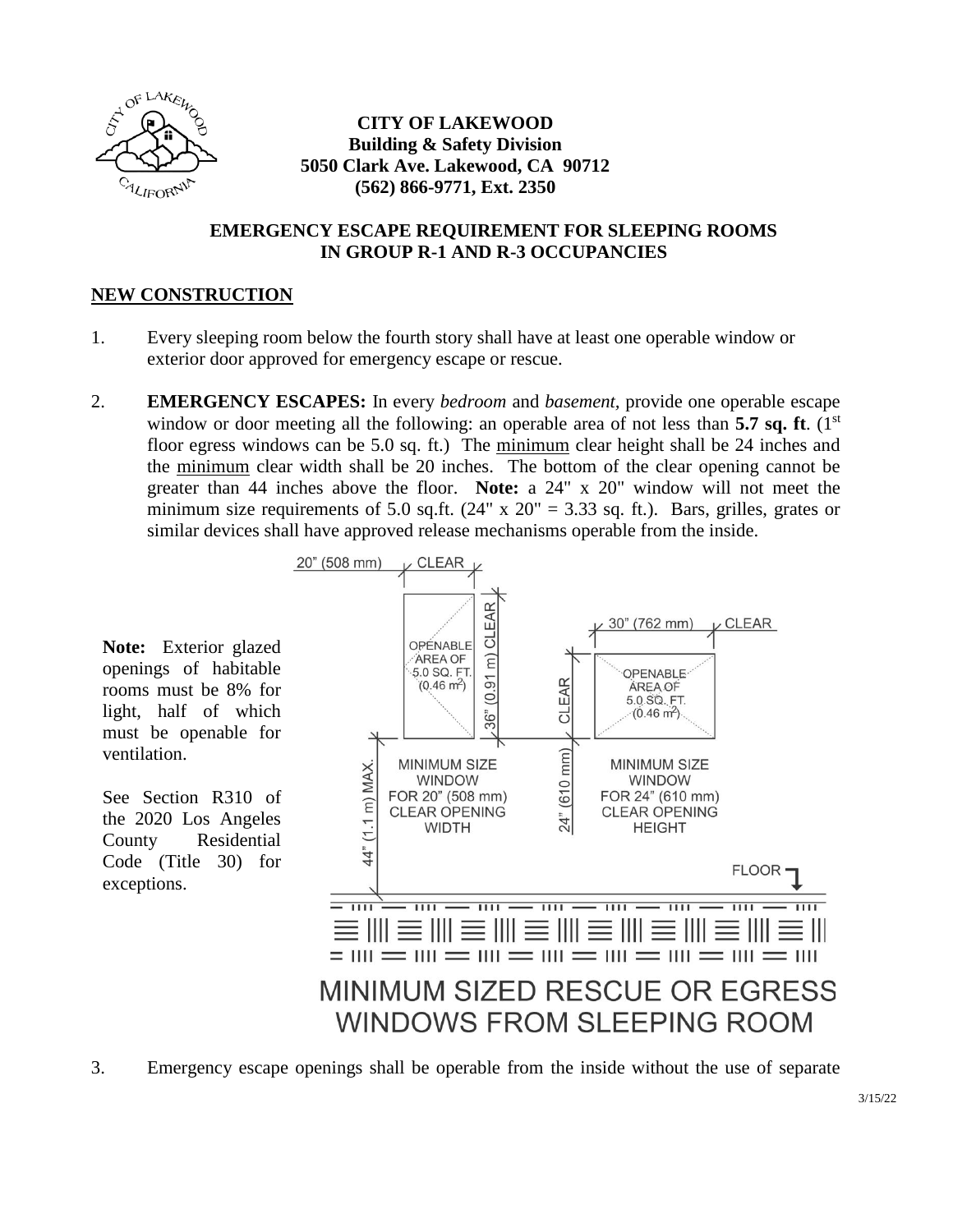**CITY OF LAKEWOOD**
**Building & Safety Division**
**5050 Clark Ave. Lakewood, CA 90712**
**(562) 866-9771, Ext. 2350**

## EMERGENCY ESCAPE REQUIREMENT FOR SLEEPING ROOMS IN GROUP R-1 AND R-3 OCCUPANCIES

### NEW CONSTRUCTION

1. Every sleeping room below the fourth story shall have at least one operable window or exterior door approved for emergency escape or rescue.

2. **EMERGENCY ESCAPES:** In every *bedroom* and *basement*, provide one operable escape window or door meeting all the following: an operable area of not less than **5.7 sq. ft**. (1st floor egress windows can be 5.0 sq. ft.) The minimum clear height shall be 24 inches and the minimum clear width shall be 20 inches. The bottom of the clear opening cannot be greater than 44 inches above the floor. **Note:** a 24" x 20" window will not meet the minimum size requirements of 5.0 sq.ft. (24" x 20" = 3.33 sq. ft.). Bars, grilles, grates or similar devices shall have approved release mechanisms operable from the inside.

**Note:** Exterior glazed openings of habitable rooms must be 8% for light, half of which must be openable for ventilation.

See Section R310 of the 2020 Los Angeles County Residential Code (Title 30) for exceptions.

20" (508 mm) CLEAR; 36" (0.91 m) CLEAR; OPENABLE AREA OF 5.0 SQ. FT. (0.46 m²); MINIMUM SIZE WINDOW FOR 20" (508 mm) CLEAR OPENING WIDTH; 44" (1.1 m) MAX.

30" (762 mm) CLEAR; 24" (610 mm) CLEAR; OPENABLE AREA OF 5.0 SQ. FT. (0.46 m²); MINIMUM SIZE WINDOW FOR 24" (610 mm) CLEAR OPENING HEIGHT; FLOOR

MINIMUM SIZED RESCUE OR EGRESS WINDOWS FROM SLEEPING ROOM

3. Emergency escape openings shall be operable from the inside without the use of separate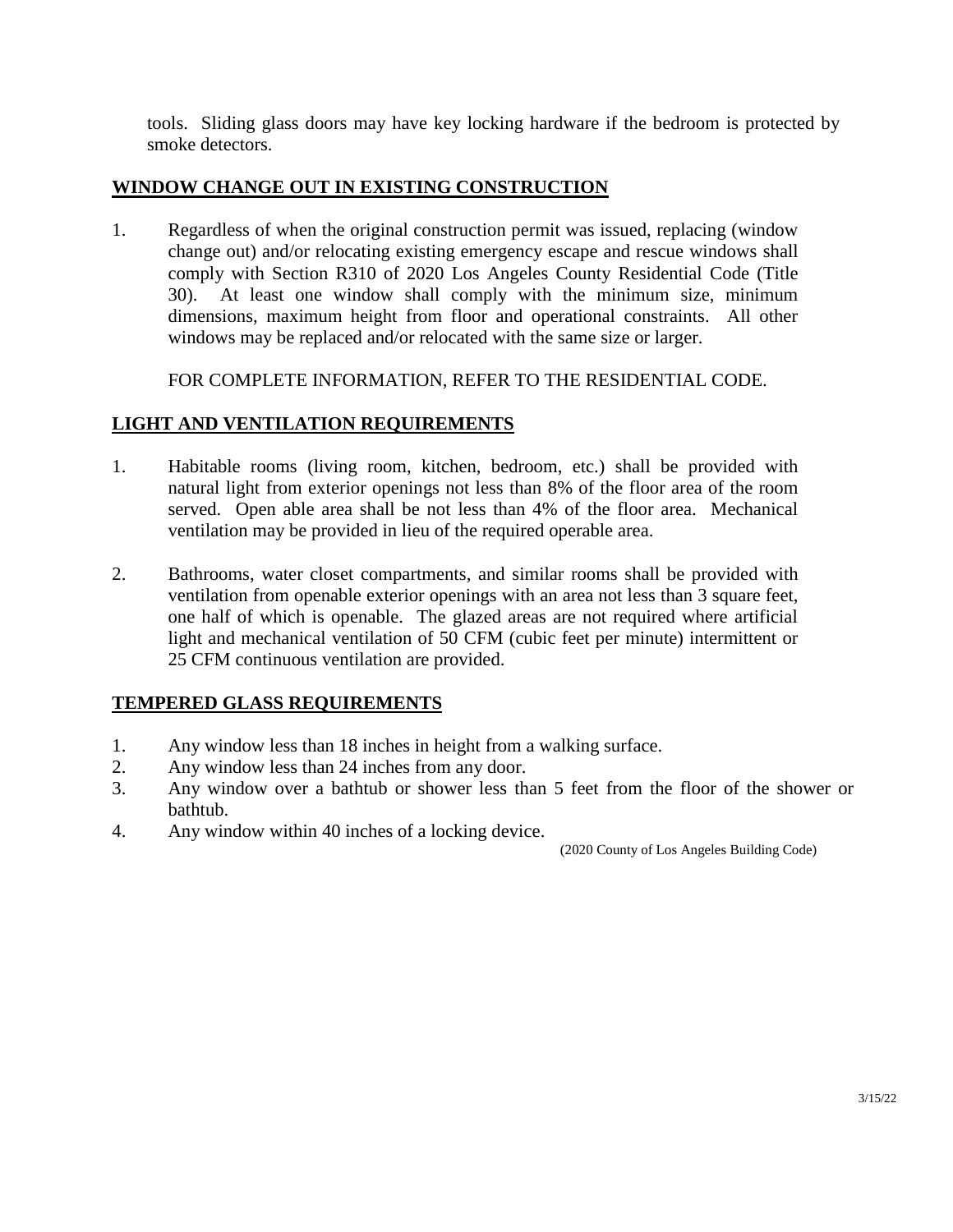tools. Sliding glass doors may have key locking hardware if the bedroom is protected by smoke detectors.

## WINDOW CHANGE OUT IN EXISTING CONSTRUCTION

1. Regardless of when the original construction permit was issued, replacing (window change out) and/or relocating existing emergency escape and rescue windows shall comply with Section R310 of 2020 Los Angeles County Residential Code (Title 30). At least one window shall comply with the minimum size, minimum dimensions, maximum height from floor and operational constraints. All other windows may be replaced and/or relocated with the same size or larger.

   FOR COMPLETE INFORMATION, REFER TO THE RESIDENTIAL CODE.

## LIGHT AND VENTILATION REQUIREMENTS

1. Habitable rooms (living room, kitchen, bedroom, etc.) shall be provided with natural light from exterior openings not less than 8% of the floor area of the room served. Open able area shall be not less than 4% of the floor area. Mechanical ventilation may be provided in lieu of the required operable area.

2. Bathrooms, water closet compartments, and similar rooms shall be provided with ventilation from openable exterior openings with an area not less than 3 square feet, one half of which is openable. The glazed areas are not required where artificial light and mechanical ventilation of 50 CFM (cubic feet per minute) intermittent or 25 CFM continuous ventilation are provided.

## TEMPERED GLASS REQUIREMENTS

1. Any window less than 18 inches in height from a walking surface.
2. Any window less than 24 inches from any door.
3. Any window over a bathtub or shower less than 5 feet from the floor of the shower or bathtub.
4. Any window within 40 inches of a locking device.

(2020 County of Los Angeles Building Code)

3/15/22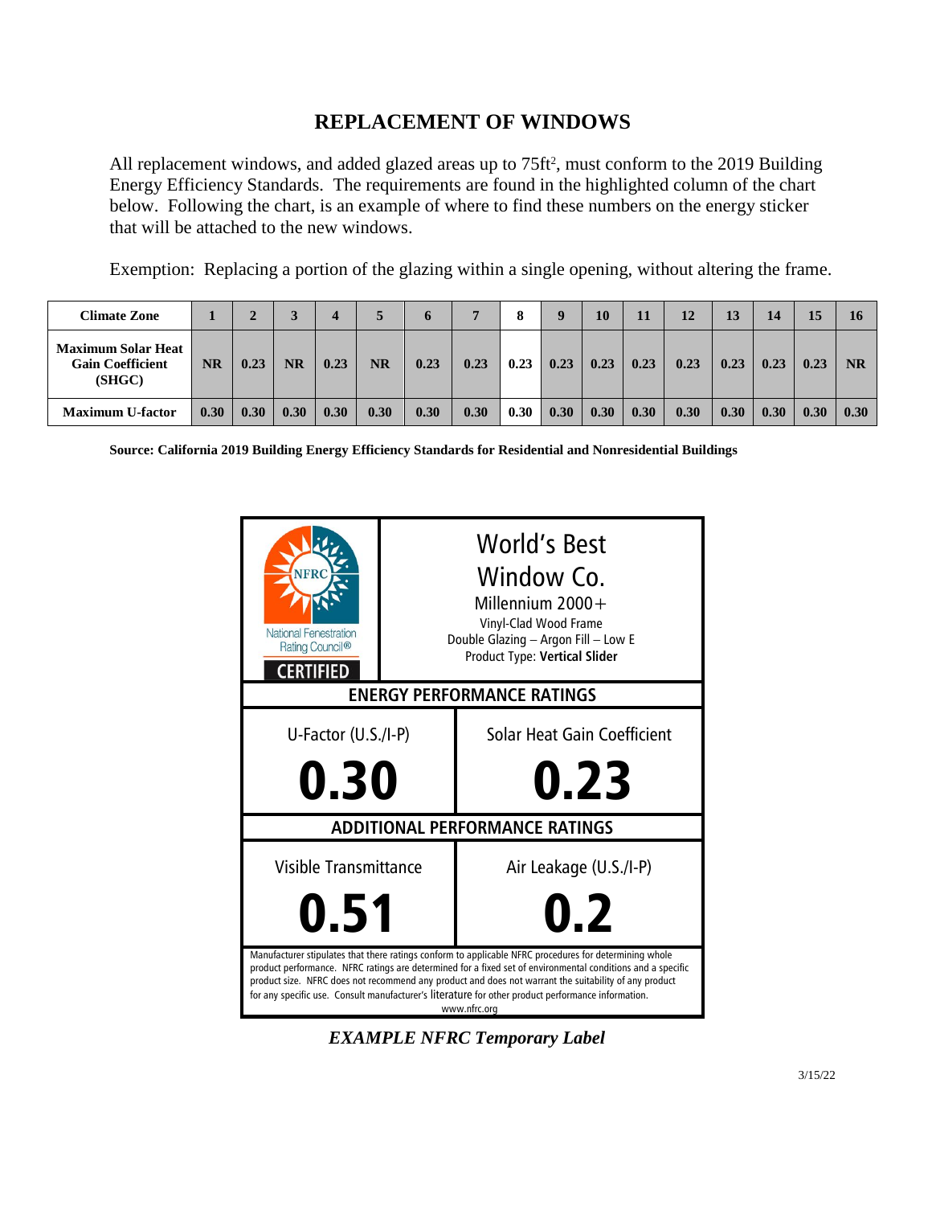# REPLACEMENT OF WINDOWS

All replacement windows, and added glazed areas up to 75ft$^2$, must conform to the 2019 Building Energy Efficiency Standards. The requirements are found in the highlighted column of the chart below. Following the chart, is an example of where to find these numbers on the energy sticker that will be attached to the new windows.

Exemption: Replacing a portion of the glazing within a single opening, without altering the frame.

| Climate Zone | 1 | 2 | 3 | 4 | 5 | 6 | 7 | 8 | 9 | 10 | 11 | 12 | 13 | 14 | 15 | 16 |
|---|---|---|---|---|---|---|---|---|---|---|---|---|---|---|---|---|
| **Maximum Solar Heat Gain Coefficient (SHGC)** | **NR** | **0.23** | **NR** | **0.23** | **NR** | **0.23** | **0.23** | **0.23** | **0.23** | **0.23** | **0.23** | **0.23** | **0.23** | **0.23** | **0.23** | **NR** |
| **Maximum U-factor** | **0.30** | **0.30** | **0.30** | **0.30** | **0.30** | **0.30** | **0.30** | **0.30** | **0.30** | **0.30** | **0.30** | **0.30** | **0.30** | **0.30** | **0.30** | **0.30** |

**Source: California 2019 Building Energy Efficiency Standards for Residential and Nonresidential Buildings**

| NFRC National Fenestration Rating Council® CERTIFIED | World's Best Window Co.<br>Millennium 2000+<br>Vinyl-Clad Wood Frame<br>Double Glazing – Argon Fill – Low E<br>Product Type: **Vertical Slider** |
|---|---|
| **ENERGY PERFORMANCE RATINGS** | |
| U-Factor (U.S./I-P)<br>**0.30** | Solar Heat Gain Coefficient<br>**0.23** |
| **ADDITIONAL PERFORMANCE RATINGS** | |
| Visible Transmittance<br>**0.51** | Air Leakage (U.S./I-P)<br>**0.2** |

Manufacturer stipulates that there ratings conform to applicable NFRC procedures for determining whole product performance. NFRC ratings are determined for a fixed set of environmental conditions and a specific product size. NFRC does not recommend any product and does not warrant the suitability of any product for any specific use. Consult manufacturer's literature for other product performance information. www.nfrc.org

***EXAMPLE NFRC Temporary Label***

3/15/22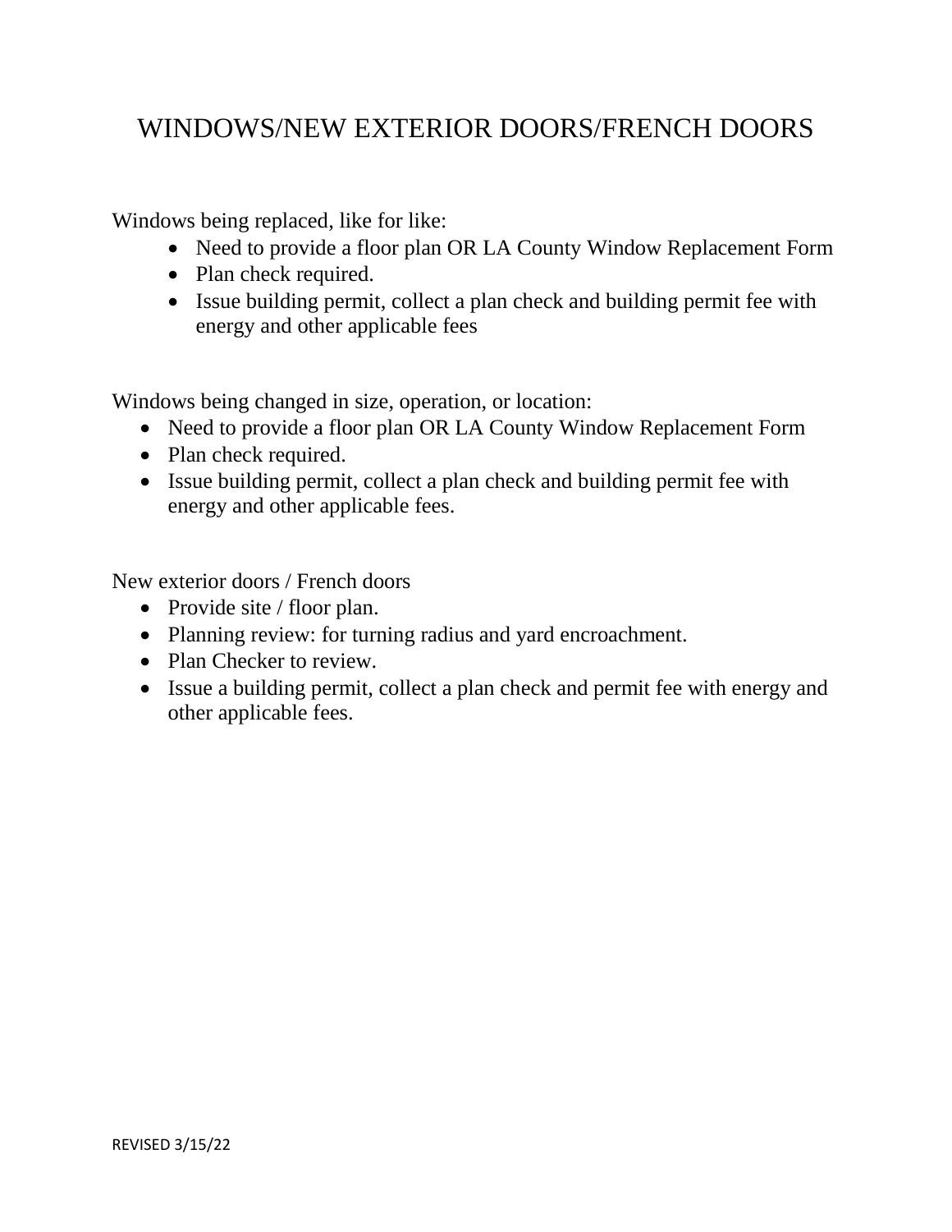# WINDOWS/NEW EXTERIOR DOORS/FRENCH DOORS

Windows being replaced, like for like:

- Need to provide a floor plan OR LA County Window Replacement Form
- Plan check required.
- Issue building permit, collect a plan check and building permit fee with energy and other applicable fees

Windows being changed in size, operation, or location:

- Need to provide a floor plan OR LA County Window Replacement Form
- Plan check required.
- Issue building permit, collect a plan check and building permit fee with energy and other applicable fees.

New exterior doors / French doors

- Provide site / floor plan.
- Planning review: for turning radius and yard encroachment.
- Plan Checker to review.
- Issue a building permit, collect a plan check and permit fee with energy and other applicable fees.

REVISED 3/15/22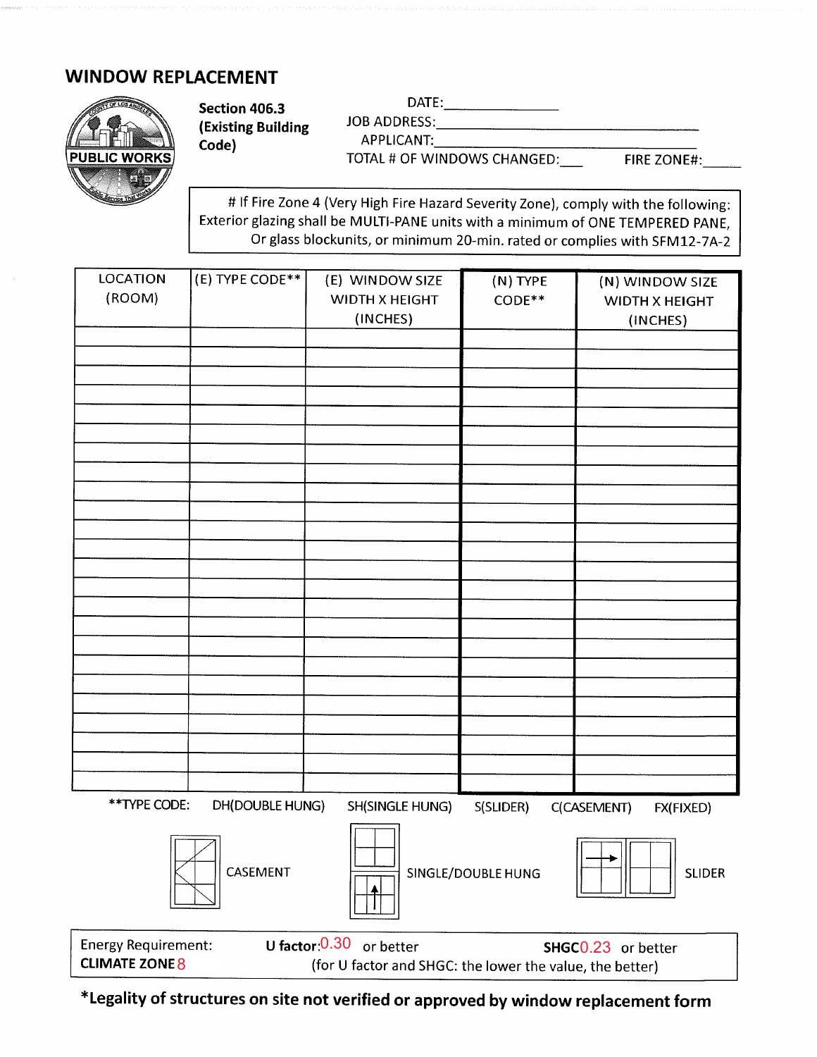## WINDOW REPLACEMENT

PUBLIC WORKS

**Section 406.3 (Existing Building Code)**

DATE:_______________

JOB ADDRESS:_______________________________________

APPLICANT:_______________________________________

TOTAL # OF WINDOWS CHANGED:___ FIRE ZONE#:_____

# If Fire Zone 4 (Very High Fire Hazard Severity Zone), comply with the following: Exterior glazing shall be MULTI-PANE units with a minimum of ONE TEMPERED PANE, Or glass blockunits, or minimum 20-min. rated or complies with SFM12-7A-2

| LOCATION (ROOM) | (E) TYPE CODE** | (E) WINDOW SIZE WIDTH X HEIGHT (INCHES) | (N) TYPE CODE** | (N) WINDOW SIZE WIDTH X HEIGHT (INCHES) |
|---|---|---|---|---|
| | | | | |
| | | | | |
| | | | | |
| | | | | |
| | | | | |
| | | | | |
| | | | | |
| | | | | |
| | | | | |
| | | | | |
| | | | | |
| | | | | |
| | | | | |
| | | | | |
| | | | | |
| | | | | |
| | | | | |
| | | | | |
| | | | | |
| | | | | |
| | | | | |
| | | | | |
| | | | | |
| | | | | |

**TYPE CODE: DH(DOUBLE HUNG) SH(SINGLE HUNG) S(SLIDER) C(CASEMENT) FX(FIXED)

CASEMENT SINGLE/DOUBLE HUNG SLIDER

Energy Requirement: **U factor**:0.30 or better **SHGC**0.23 or better

**CLIMATE ZONE** 8 (for U factor and SHGC: the lower the value, the better)

**\*Legality of structures on site not verified or approved by window replacement form**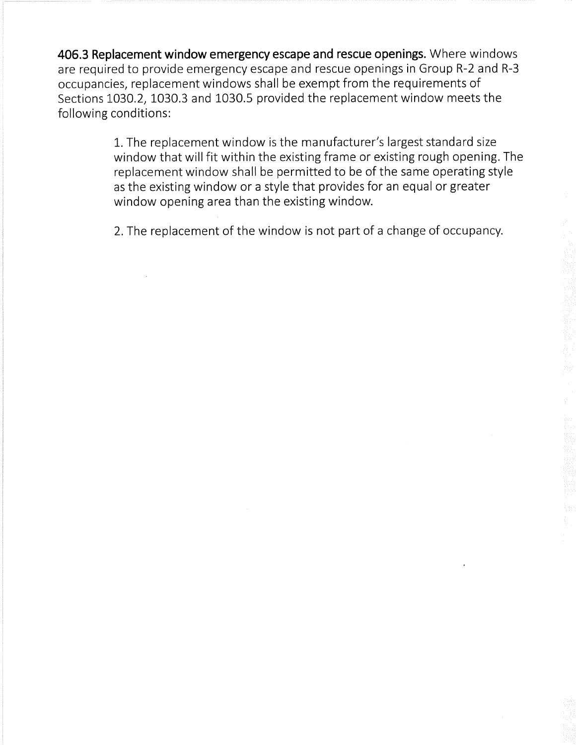**406.3 Replacement window emergency escape and rescue openings.** Where windows are required to provide emergency escape and rescue openings in Group R-2 and R-3 occupancies, replacement windows shall be exempt from the requirements of Sections 1030.2, 1030.3 and 1030.5 provided the replacement window meets the following conditions:

1. The replacement window is the manufacturer's largest standard size window that will fit within the existing frame or existing rough opening. The replacement window shall be permitted to be of the same operating style as the existing window or a style that provides for an equal or greater window opening area than the existing window.

2. The replacement of the window is not part of a change of occupancy.